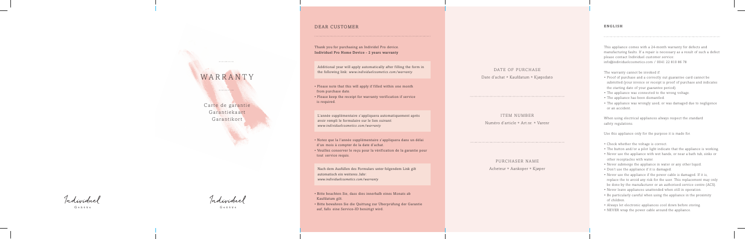# WARRANTY

Carte de garantie
Garantiekaart
Garantikort

Individuel
Genève

Individuel
Genève

## DEAR CUSTOMER

Thank you for purchasing an Individel Pro device.
**Individuel Pro Home Device - 2 years warranty**

Additional year will apply automatically after filling the form in the following link: *www.individuelcosmetics.com/warranty*

- Please note that this will apply if filled within one month from purchase date.
- Please keep the receipt for warranty verification if service is required.

L'année supplémentaire s'appliquera automatiquement après avoir rempli le formulaire sur le lien suivant: *www.individuelcosmetics.com/warranty*

- Notez que la l'année supplémentaire s'appliquera dans un délai d'un mois à compter de la date d'achat.
- Veuillez conserver le reçu pour la vérification de la garantie pour tout service requis.

Nach dem Ausfüllen des Formulars unter folgendem Link gilt automatisch ein weiteres Jahr: *www.individuelcosmetics.com/warranty*

- Bitte beachten Sie, dass dies innerhalb eines Monats ab Kaufdatum gilt.
- Bitte bewahren Sie die Quittung zur Überprüfung der Garantie auf, falls eine Service-ID benötigt wird.

DATE OF PURCHASE
Date d'achat * Kaufdatum * Kjøpsdato

ITEM NUMBER
Numéro d'article * Art.nr. * Varenr

PURCHASER NAME
Acheteur * Aankoper * Kjøper

## ENGLISH

This appliance comes with a 24-month warranty for defects and manufacturing faults. If a repair is necessary as a result of such a defect please contact Individuel customer service: info@individuelcosmetics.com / 0041 22 810 86 78

The warranty cannot be invoked if:

- Proof of purchase and a correctly out guarantee card cannot be submitted (your invoice or receipt is proof of purchase and indicates the starting date of your guarantee period).
- The appliance was connected to the wrong voltage.
- The appliance has been dismantled.
- The appliance was wrongly used, or was damaged due to negligence or an accident.

When using electrical appliances always respect the standard safety regulations.

Use this appliance only for the purpose it is made for.

- Check whether the voltage is correct.
- The button and/or a pilot light indicate that the appliance is working.
- Never use the appliance with wet hands, or near a bath tub, sinks or other receptacles with water.
- Never submerge the appliance in water or any other liquid.
- Don't use the appliance if it is damaged.
- Never use the appliance if the power cable is damaged. If it is, replace the to avoid any risk for the user. This replacement may only be done by the manufacturer or an authorised service centre (ACS).
- Never leave appliances unattended when still in operation.
- Be particularly careful when using the appliance in the proximity of children.
- Always let electronic appliances cool down before storing.
- NEVER wrap the power cable around the appliance.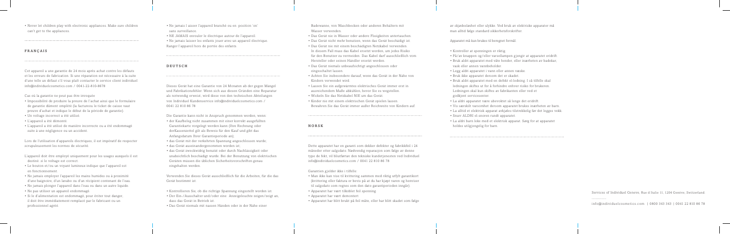- Never let children play with electronic appliances. Make sure children can't get to the appliances.

## FRANÇAIS

Cet appareil a une garantie de 24 mois après achat contre les défauts et les erreurs de fabrication. Si une réparation est nécessaire à la suite d'une telle un défaut s'il vous plaît contacter le service client individuel info@individualcosmetics.com / 0041-22-810-8678

Cas où la garantie ne peut pas être invoquée:

- Impossibilité de produire la preuve de l'achat ainsi que le formulaire de garantie dûment complété (la factureou le ticket de caisse vaut preuve d'achat et indique le début de la période de garantie).
- Un voltage incorrect a été utilisé.
- L'appareil a été démonté.
- L'appareil a été utilisé de manière incorrecte ou a été endommagé suite à une négligence ou un accident.

Lors de l'utilisation d'appareils électriques, il est impératif de respecter scrupuleusement les normes de sécurité.

L'appareil doit être employé uniquement pour les usages auxquels il est destiné. si le voltage est correct.

- Le bouton et/ou un voyant lumineux indique que l'appareil est en fonctionnement.
- Ne jamais employer l'appareil les mains humides ou à proximité d'une baignoire, d'un lavabo ou d'un récipient contenant de l'eau.
- Ne jamais plonger l'appareil dans l'eau ou dans un autre liquide.
- Ne pas utiliser un appareil endommagé.
- Si le d'alimentation est endommagé, pour éviter tout danger, il doit être immédiatement remplacé par le fabricant ou un professionnel agréé.
- Ne jamais l aisser l'appareil branché ou en position 'on' sans surveillance.
- NE JAMAIS enrouler le électrique autour de l'appareil.
- Ne jamais laisser les enfants jouer avec un appareil électrique. Ranger l'appareil hors de portée des enfants.

## DEUTSCH

Dieses Gerät hat eine Garantie von 24 Monaten ab der gegen Mängel und Fabrikationsfehler. Wenn sich aus diesen Gründen eine Reparatur als notwendig erweist, wird diese von den technischen Abteilungen von Individuel Kundenservice info@individuelcosmetics.com / 0041 22 810 86 78

Die Garantie kann nicht in Anspruch genommen werden, wenn:

- der Kaufbeleg nicht zusammen mit einer korrekt ausgefüllten Garantiekarte vorgelegt werden kann (Ihre Rechnung oder derKassenzettel gilt als Beweis für den Kauf und gibt das Anfangsdatum Ihrer Garantieperiode an);
- das Gerät mit der verkehrten Spannung angeschlossen wurde;
- das Gerät auseinandergenommen worden ist;
- das Gerät zweckwidrig benutzt oder durch Nachlässigkeit oder unabsichtlich beschädigt wurde. Bei der Benutzung von elektrischen Geräten müssen die üblichen Sicherheitsvorschriften genau eingehalten werden.

Verwenden Sie dieses Gerät ausschließlich für die Arbeiten, für die das Gerät bestimmt ist.

- Kontrollieren Sie, ob die richtige Spannung eingestellt worden ist.
- Der Ein-/Ausschalter und/oder eine Anzeigeleuchte zeigen/zeigt an, dass das Gerät in Betrieb ist.
- Das Gerät niemals mit nassen Händen oder in der Nähe einer Badewanne, von Waschbecken oder anderen Behältern mit Wasser verwenden.
- Das Gerät nie in Wasser oder andere Flüssigkeiten untertauchen.
- Das Gerät nicht mehr benutzen, wenn das Gerät beschädigt ist.
- Das Gerät nie mit einem beschädigten Netzkabel verwenden. In diesem Fall muss das Kabel ersetzt werden, um jedes Risiko für den Benutzer zu vermeiden. Das Kabel darf ausschließlich vom Hersteller oder seinen Händler ersetzt werden.
- Das Gerät niemals unbeaufsichtigt angeschlossen oder eingeschaltet lassen.
- Achten Sie insbesondere darauf, wenn das Gerät in der Nähe von Kindern verwendet wird.
- Lassen Sie ein aufgewärmtes elektrisches Gerät immer erst in ausreichendem Maße abkühlen, bevor Sie es wegstellen.
- Wickeln Sie das Netzkabel NIE um das Gerät.
- Kinder nie mit einem elektrischen Gerät spielen lassen. Bewahren Sie das Gerät immer außer Reichweite von Kindern auf.

## NORSK

Dette apparatet har en garanti som dekker defekter og fabrikkfeil i 24 måneder etter salgsdato. Nødvendig reparasjon som følge av denne type de fekt, vil bliutførtav den tekniske kundetjenesten ved Individuel info@individuelcosmetics.com / 0041 22 810 86 78

Garantien gjelder ikke i tilfelle:

- Man ikke kan vise til kvittering sammen med riktig utfylt garantikort (kvittering eller faktura er bevis på at du har kjøpt varen og henviser til salgsdato som regnes som den dato garantiperioden inngår).
- Apparatet har vært tilkoblet feil spenning.
- Apparatet har vært demontert.
- Apparatet har blitt brukt på feil måte, eller har blitt skadet som følge av skjødesløshet eller ulykke. Ved bruk av elektriske apparater må man alltid følge standard sikkerhetsforskrifter.

Apparatet må kun brukes til bemgnet formål.

- Kontroller at spenningen er riktig.
- På/av knappen og/eller varsellampen gjengir at apparatet eridrift.
- Bruk aldri apparatet med våte hender, eller inærheten av badekar, vask eller annen vannbeholder.
- Legg aldri apparatet i vann eller annen væske.
- Bruk ikke apparatet dersom det er skadet.
- Bruk aldri apparatet med en defekt el-ledning. I så tilfelle skal ledningen skiftes ut for å forhindre enhver risiko for brukeren. Ledningen skal kun skiftes av fabrikanten eller ved et godkjent servicesenter.
- La aldri apparatet være ubevoktet så lenge det eridrift.
- Vis særskilt varsomhet dersom apparatet brukes inærheten av barn.
- La alltid et elektrisk apparat avkjøles tilstrekkelig før det legges vekk.
- Snurr ALDRI el-snoren rundt apparatet.
- La aldri barn leke med et elektrisk apparat. Sørg for at apparatet holdes utilgjengelig for barn.

Services of Individuel Geneve, Rue d Italie 11, 1204 Genève, Switzerland.

info@individuelcosmetics.com | 0800 343 343 | 0041 22 810 86 78